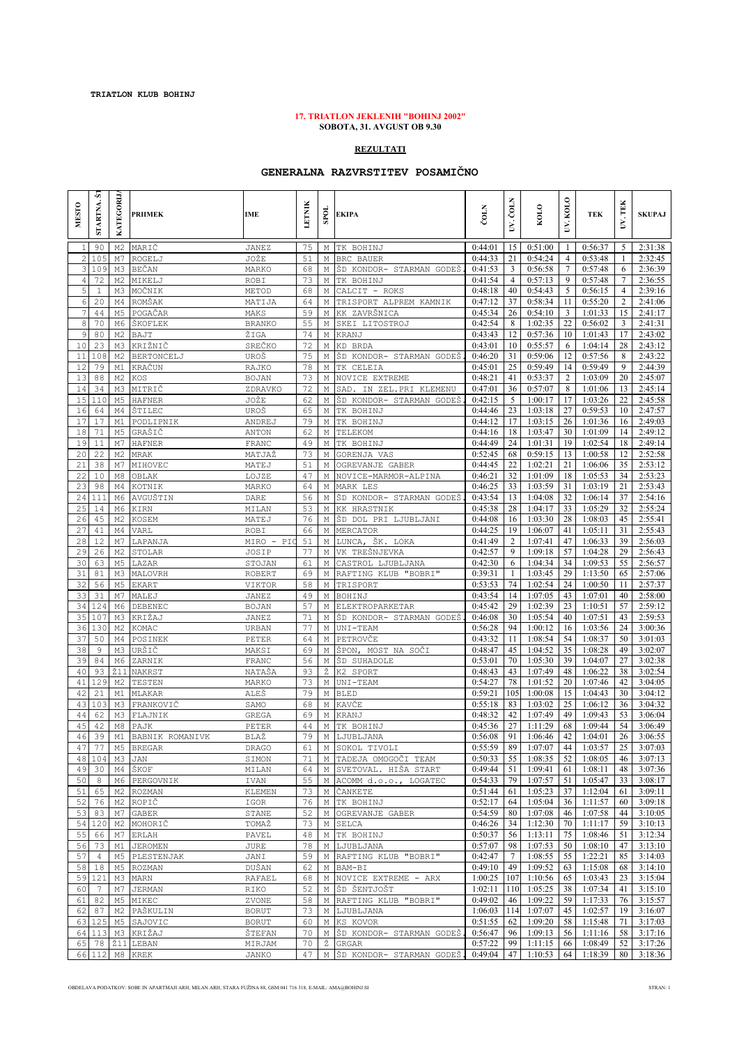**TRIATLON KLUB BOHINJ**

**17. TRIATLON JEKLENIH "BOHINJ 2002"**
**SOBOTA, 31. AVGUST OB 9.30**

## REZULTATI

## GENERALNA RAZVRSTITEV POSAMIČNO

| MESTO | STARTNA.ŠT | KATEGORIJ | PRIIMEK | IME | LETNIK | SPOL | EKIPA | ČOLN | UV. ČOLN | KOLO | UV. KOLO | TEK | UV. TEK | SKUPAJ |
|---|---|---|---|---|---|---|---|---|---|---|---|---|---|---|
| 1 | 90 | M2 | MARIČ | JANEZ | 75 | M | TK BOHINJ | 0:44:01 | 15 | 0:51:00 | 1 | 0:56:37 | 5 | 2:31:38 |
| 2 | 105 | M7 | ROGELJ | JOŽE | 51 | M | BRC BAUER | 0:44:33 | 21 | 0:54:24 | 4 | 0:53:48 | 1 | 2:32:45 |
| 3 | 109 | M3 | BEČAN | MARKO | 68 | M | ŠD KONDOR- STARMAN GODEŠ | 0:41:53 | 3 | 0:56:58 | 7 | 0:57:48 | 6 | 2:36:39 |
| 4 | 72 | M2 | MIKELJ | ROBI | 73 | M | TK BOHINJ | 0:41:54 | 4 | 0:57:13 | 9 | 0:57:48 | 7 | 2:36:55 |
| 5 | 1 | M3 | MOČNIK | METOD | 68 | M | CALCIT - ROKS | 0:48:18 | 40 | 0:54:43 | 5 | 0:56:15 | 4 | 2:39:16 |
| 6 | 20 | M4 | ROMŠAK | MATIJA | 64 | M | TRISPORT ALPREM KAMNIK | 0:47:12 | 37 | 0:58:34 | 11 | 0:55:20 | 2 | 2:41:06 |
| 7 | 44 | M5 | POGAČAR | MAKS | 59 | M | KK ZAVRŠNICA | 0:45:34 | 26 | 0:54:10 | 3 | 1:01:33 | 15 | 2:41:17 |
| 8 | 70 | M6 | ŠKOFLEK | BRANKO | 55 | M | SKEI LITOSTROJ | 0:42:54 | 8 | 1:02:35 | 22 | 0:56:02 | 3 | 2:41:31 |
| 9 | 80 | M2 | BAJT | ŽIGA | 74 | M | KRANJ | 0:43:43 | 12 | 0:57:36 | 10 | 1:01:43 | 17 | 2:43:02 |
| 10 | 23 | M3 | KRIŽNIČ | SREČKO | 72 | M | KD BRDA | 0:43:01 | 10 | 0:55:57 | 6 | 1:04:14 | 28 | 2:43:12 |
| 11 | 108 | M2 | BERTONCELJ | UROŠ | 75 | M | ŠD KONDOR- STARMAN GODEŠ | 0:46:20 | 31 | 0:59:06 | 12 | 0:57:56 | 8 | 2:43:22 |
| 12 | 79 | M1 | KRAČUN | RAJKO | 78 | M | TK CELEIA | 0:45:01 | 25 | 0:59:49 | 14 | 0:59:49 | 9 | 2:44:39 |
| 13 | 88 | M2 | KOS | BOJAN | 73 | M | NOVICE EXTREME | 0:48:21 | 41 | 0:53:37 | 2 | 1:03:09 | 20 | 2:45:07 |
| 14 | 34 | M3 | MITRIČ | ZDRAVKO | 72 | M | SAD. IN ZEL.PRI KLEMENU | 0:47:01 | 36 | 0:57:07 | 8 | 1:01:06 | 13 | 2:45:14 |
| 15 | 110 | M5 | HAFNER | JOŽE | 62 | M | ŠD KONDOR- STARMAN GODEŠ | 0:42:15 | 5 | 1:00:17 | 17 | 1:03:26 | 22 | 2:45:58 |
| 16 | 64 | M4 | ŠTILEC | UROŠ | 65 | M | TK BOHINJ | 0:44:46 | 23 | 1:03:18 | 27 | 0:59:53 | 10 | 2:47:57 |
| 17 | 17 | M1 | PODLIPNIK | ANDREJ | 79 | M | TK BOHINJ | 0:44:12 | 17 | 1:03:15 | 26 | 1:01:36 | 16 | 2:49:03 |
| 18 | 71 | M5 | GRAŠIČ | ANTON | 62 | M | TELEKOM | 0:44:16 | 18 | 1:03:47 | 30 | 1:01:09 | 14 | 2:49:12 |
| 19 | 11 | M7 | HAFNER | FRANC | 49 | M | TK BOHINJ | 0:44:49 | 24 | 1:01:31 | 19 | 1:02:54 | 18 | 2:49:14 |
| 20 | 22 | M2 | MRAK | MATJAŽ | 73 | M | GORENJA VAS | 0:52:45 | 68 | 0:59:15 | 13 | 1:00:58 | 12 | 2:52:58 |
| 21 | 38 | M7 | MIHOVEC | MATEJ | 51 | M | OGREVANJE GABER | 0:44:45 | 22 | 1:02:21 | 21 | 1:06:06 | 35 | 2:53:12 |
| 22 | 10 | M8 | OBLAK | LOJZE | 47 | M | NOVICE-MARMOR-ALPINA | 0:46:21 | 32 | 1:01:09 | 18 | 1:05:53 | 34 | 2:53:23 |
| 23 | 98 | M4 | KOTNIK | MARKO | 64 | M | MARK LES | 0:46:25 | 33 | 1:03:59 | 31 | 1:03:19 | 21 | 2:53:43 |
| 24 | 111 | M6 | AVGUŠTIN | DARE | 56 | M | ŠD KONDOR- STARMAN GODEŠ | 0:43:54 | 13 | 1:04:08 | 32 | 1:06:14 | 37 | 2:54:16 |
| 25 | 14 | M6 | KIRN | MILAN | 53 | M | KK HRASTNIK | 0:45:38 | 28 | 1:04:17 | 33 | 1:05:29 | 32 | 2:55:24 |
| 26 | 45 | M2 | KOSEM | MATEJ | 76 | M | ŠD DOL PRI LJUBLJANI | 0:44:08 | 16 | 1:03:30 | 28 | 1:08:03 | 45 | 2:55:41 |
| 27 | 41 | M4 | VARL | ROBI | 66 | M | MERCATOR | 0:44:25 | 19 | 1:06:07 | 41 | 1:05:11 | 31 | 2:55:43 |
| 28 | 12 | M7 | LAPANJA | MIRO - PIC | 51 | M | LUNCA, ŠK. LOKA | 0:41:49 | 2 | 1:07:41 | 47 | 1:06:33 | 39 | 2:56:03 |
| 29 | 26 | M2 | STOLAR | JOSIP | 77 | M | VK TREŠNJEVKA | 0:42:57 | 9 | 1:09:18 | 57 | 1:04:28 | 29 | 2:56:43 |
| 30 | 63 | M5 | LAZAR | STOJAN | 61 | M | CASTROL LJUBLJANA | 0:42:30 | 6 | 1:04:34 | 34 | 1:09:53 | 55 | 2:56:57 |
| 31 | 81 | M3 | MALOVRH | ROBERT | 69 | M | RAFTING KLUB "BOBRI" | 0:39:31 | 1 | 1:03:45 | 29 | 1:13:50 | 65 | 2:57:06 |
| 32 | 56 | M5 | EKART | VIKTOR | 58 | M | TRISPORT | 0:53:53 | 74 | 1:02:54 | 24 | 1:00:50 | 11 | 2:57:37 |
| 33 | 31 | M7 | MALEJ | JANEZ | 49 | M | BOHINJ | 0:43:54 | 14 | 1:07:05 | 43 | 1:07:01 | 40 | 2:58:00 |
| 34 | 124 | M6 | DEBENEC | BOJAN | 57 | M | ELEKTROPARKETAR | 0:45:42 | 29 | 1:02:39 | 23 | 1:10:51 | 57 | 2:59:12 |
| 35 | 107 | M3 | KRIŽAJ | JANEZ | 71 | M | ŠD KONDOR- STARMAN GODEŠ | 0:46:08 | 30 | 1:05:54 | 40 | 1:07:51 | 43 | 2:59:53 |
| 36 | 130 | M2 | KOMAC | URBAN | 77 | M | UNI-TEAM | 0:56:28 | 94 | 1:00:12 | 16 | 1:03:56 | 24 | 3:00:36 |
| 37 | 50 | M4 | POSINEK | PETER | 64 | M | PETROVČE | 0:43:32 | 11 | 1:08:54 | 54 | 1:08:37 | 50 | 3:01:03 |
| 38 | 9 | M3 | URŠIČ | MAKSI | 69 | M | ŠPON, MOST NA SOČI | 0:48:47 | 45 | 1:04:52 | 35 | 1:08:28 | 49 | 3:02:07 |
| 39 | 84 | M6 | ZARNIK | FRANC | 56 | M | ŠD SUHADOLE | 0:53:01 | 70 | 1:05:30 | 39 | 1:04:07 | 27 | 3:02:38 |
| 40 | 93 | Ž11 | NAKRST | NATAŠA | 93 | Ž | K2 SPORT | 0:48:43 | 43 | 1:07:49 | 48 | 1:06:22 | 38 | 3:02:54 |
| 41 | 129 | M2 | TESTEN | MARKO | 73 | M | UNI-TEAM | 0:54:27 | 78 | 1:01:52 | 20 | 1:07:46 | 42 | 3:04:05 |
| 42 | 21 | M1 | MLAKAR | ALEŠ | 79 | M | BLED | 0:59:21 | 105 | 1:00:08 | 15 | 1:04:43 | 30 | 3:04:12 |
| 43 | 103 | M3 | FRANKOVIČ | SAMO | 68 | M | KAVČE | 0:55:18 | 83 | 1:03:02 | 25 | 1:06:12 | 36 | 3:04:32 |
| 44 | 62 | M3 | FLAJNIK | GREGA | 69 | M | KRANJ | 0:48:32 | 42 | 1:07:49 | 49 | 1:09:43 | 53 | 3:06:04 |
| 45 | 42 | M8 | PAJK | PETER | 44 | M | TK BOHINJ | 0:45:36 | 27 | 1:11:29 | 68 | 1:09:44 | 54 | 3:06:49 |
| 46 | 39 | M1 | BABNIK ROMANIVK | BLAŽ | 79 | M | LJUBLJANA | 0:56:08 | 91 | 1:06:46 | 42 | 1:04:01 | 26 | 3:06:55 |
| 47 | 77 | M5 | BREGAR | DRAGO | 61 | M | SOKOL TIVOLI | 0:55:59 | 89 | 1:07:07 | 44 | 1:03:57 | 25 | 3:07:03 |
| 48 | 104 | M3 | JAN | SIMON | 71 | M | TADEJA OMOGOČI TEAM | 0:50:33 | 55 | 1:08:35 | 52 | 1:08:05 | 46 | 3:07:13 |
| 49 | 30 | M4 | ŠKOF | MILAN | 64 | M | SVETOVAL. HIŠA START | 0:49:44 | 51 | 1:09:41 | 61 | 1:08:11 | 48 | 3:07:36 |
| 50 | 8 | M6 | PERGOVNIK | IVAN | 55 | M | ACOMM d.o.o., LOGATEC | 0:54:33 | 79 | 1:07:57 | 51 | 1:05:47 | 33 | 3:08:17 |
| 51 | 65 | M2 | ROZMAN | KLEMEN | 73 | M | ČANKETE | 0:51:44 | 61 | 1:05:23 | 37 | 1:12:04 | 61 | 3:09:11 |
| 52 | 76 | M2 | ROPIČ | IGOR | 76 | M | TK BOHINJ | 0:52:17 | 64 | 1:05:04 | 36 | 1:11:57 | 60 | 3:09:18 |
| 53 | 83 | M7 | GABER | STANE | 52 | M | OGREVANJE GABER | 0:54:59 | 80 | 1:07:08 | 46 | 1:07:58 | 44 | 3:10:05 |
| 54 | 120 | M2 | MOHORIČ | TOMAŽ | 73 | M | SELCA | 0:46:26 | 34 | 1:12:30 | 70 | 1:11:17 | 59 | 3:10:13 |
| 55 | 66 | M7 | ERLAH | PAVEL | 48 | M | TK BOHINJ | 0:50:37 | 56 | 1:13:11 | 75 | 1:08:46 | 51 | 3:12:34 |
| 56 | 73 | M1 | JEROMEN | JURE | 78 | M | LJUBLJANA | 0:57:07 | 98 | 1:07:53 | 50 | 1:08:10 | 47 | 3:13:10 |
| 57 | 4 | M5 | PLESTENJAK | JANI | 59 | M | RAFTING KLUB "BOBRI" | 0:42:47 | 7 | 1:08:55 | 55 | 1:22:21 | 85 | 3:14:03 |
| 58 | 18 | M5 | ROZMAN | DUŠAN | 62 | M | BAM-BI | 0:49:10 | 49 | 1:09:52 | 63 | 1:15:08 | 68 | 3:14:10 |
| 59 | 121 | M3 | MARN | RAFAEL | 68 | M | NOVICE EXTREME - ARX | 1:00:25 | 107 | 1:10:56 | 65 | 1:03:43 | 23 | 3:15:04 |
| 60 | 7 | M7 | JERMAN | RIKO | 52 | M | ŠD ŠENTJOŠT | 1:02:11 | 110 | 1:05:25 | 38 | 1:07:34 | 41 | 3:15:10 |
| 61 | 82 | M5 | MIKEC | ZVONE | 58 | M | RAFTING KLUB "BOBRI" | 0:49:02 | 46 | 1:09:22 | 59 | 1:17:33 | 76 | 3:15:57 |
| 62 | 87 | M2 | PAŠKULIN | BORUT | 73 | M | LJUBLJANA | 1:06:03 | 114 | 1:07:07 | 45 | 1:02:57 | 19 | 3:16:07 |
| 63 | 125 | M5 | SAJOVIC | BORUT | 60 | M | KS KOVOR | 0:51:55 | 62 | 1:09:20 | 58 | 1:15:48 | 71 | 3:17:03 |
| 64 | 113 | M3 | KRIŽAJ | ŠTEFAN | 70 | M | ŠD KONDOR- STARMAN GODEŠ | 0:56:47 | 96 | 1:09:13 | 56 | 1:11:16 | 58 | 3:17:16 |
| 65 | 78 | Ž11 | LEBAN | MIRJAM | 70 | Ž | GRGAR | 0:57:22 | 99 | 1:11:15 | 66 | 1:08:49 | 52 | 3:17:26 |
| 66 | 112 | M8 | KREK | JANKO | 47 | M | ŠD KONDOR- STARMAN GODEŠ | 0:49:04 | 47 | 1:10:53 | 64 | 1:18:39 | 80 | 3:18:36 |

OBDELAVA PODATKOV: SOBE IN APARTMAJI ARH, MILAN ARH, STARA FUŽINA 88, GSM:041 716 318, E-MAIL: AMA@BOHINJ.SI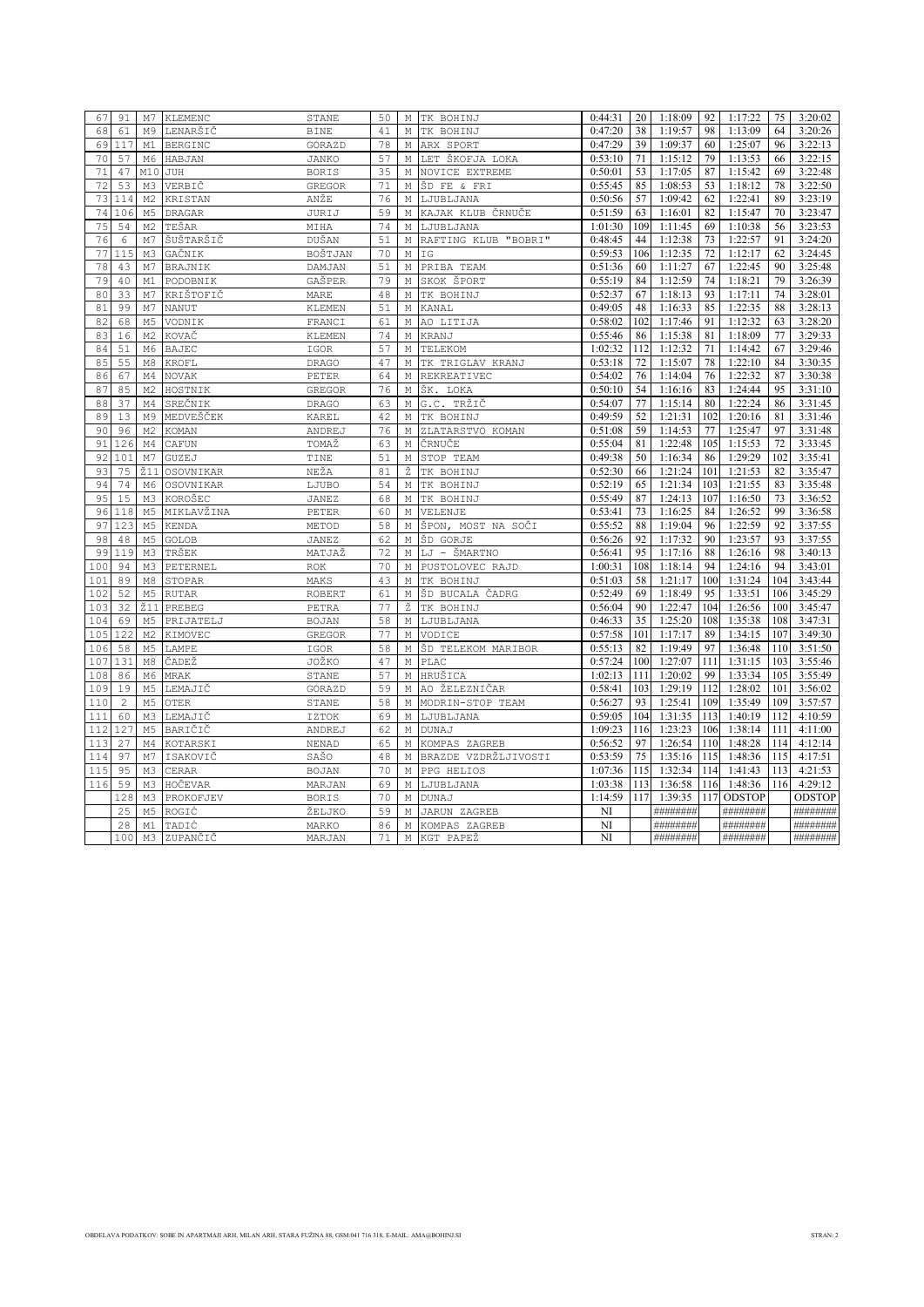| | | | | | | | | | | | | | | | |
|---|---|---|---|---|---|---|---|---|---|---|---|---|---|---|---|
| 67 | 91 | M7 | KLEMENC | STANE | 50 | M | TK BOHINJ | 0:44:31 | 20 | 1:18:09 | 92 | 1:17:22 | 75 | 3:20:02 |
| 68 | 61 | M9 | LENARŠIČ | BINE | 41 | M | TK BOHINJ | 0:47:20 | 38 | 1:19:57 | 98 | 1:13:09 | 64 | 3:20:26 |
| 69 | 117 | M1 | BERGINC | GORAZD | 78 | M | ARX SPORT | 0:47:29 | 39 | 1:09:37 | 60 | 1:25:07 | 96 | 3:22:13 |
| 70 | 57 | M6 | HABJAN | JANKO | 57 | M | LET ŠKOFJA LOKA | 0:53:10 | 71 | 1:15:12 | 79 | 1:13:53 | 66 | 3:22:15 |
| 71 | 47 | M10 | JUH | BORIS | 35 | M | NOVICE EXTREME | 0:50:01 | 53 | 1:17:05 | 87 | 1:15:42 | 69 | 3:22:48 |
| 72 | 53 | M3 | VERBIČ | GREGOR | 71 | M | ŠD FE & FRI | 0:55:45 | 85 | 1:08:53 | 53 | 1:18:12 | 78 | 3:22:50 |
| 73 | 114 | M2 | KRISTAN | ANŽE | 76 | M | LJUBLJANA | 0:50:56 | 57 | 1:09:42 | 62 | 1:22:41 | 89 | 3:23:19 |
| 74 | 106 | M5 | DRAGAR | JURIJ | 59 | M | KAJAK KLUB ČRNUČE | 0:51:59 | 63 | 1:16:01 | 82 | 1:15:47 | 70 | 3:23:47 |
| 75 | 54 | M2 | TEŠAR | MIHA | 74 | M | LJUBLJANA | 1:01:30 | 109 | 1:11:45 | 69 | 1:10:38 | 56 | 3:23:53 |
| 76 | 6 | M7 | ŠUŠTARŠIČ | DUŠAN | 51 | M | RAFTING KLUB "BOBRI" | 0:48:45 | 44 | 1:12:38 | 73 | 1:22:57 | 91 | 3:24:20 |
| 77 | 115 | M3 | GAČNIK | BOŠTJAN | 70 | M | IG | 0:59:53 | 106 | 1:12:35 | 72 | 1:12:17 | 62 | 3:24:45 |
| 78 | 43 | M7 | BRAJNIK | DAMJAN | 51 | M | PRIBA TEAM | 0:51:36 | 60 | 1:11:27 | 67 | 1:22:45 | 90 | 3:25:48 |
| 79 | 40 | M1 | PODOBNIK | GAŠPER | 79 | M | SKOK ŠPORT | 0:55:19 | 84 | 1:12:59 | 74 | 1:18:21 | 79 | 3:26:39 |
| 80 | 33 | M7 | KRIŠTOFIČ | MARE | 48 | M | TK BOHINJ | 0:52:37 | 67 | 1:18:13 | 93 | 1:17:11 | 74 | 3:28:01 |
| 81 | 99 | M7 | NANUT | KLEMEN | 51 | M | KANAL | 0:49:05 | 48 | 1:16:33 | 85 | 1:22:35 | 88 | 3:28:13 |
| 82 | 68 | M5 | VODNIK | FRANCI | 61 | M | AO LITIJA | 0:58:02 | 102 | 1:17:46 | 91 | 1:12:32 | 63 | 3:28:20 |
| 83 | 16 | M2 | KOVAČ | KLEMEN | 74 | M | KRANJ | 0:55:46 | 86 | 1:15:38 | 81 | 1:18:09 | 77 | 3:29:33 |
| 84 | 51 | M6 | BAJEC | IGOR | 57 | M | TELEKOM | 1:02:32 | 112 | 1:12:32 | 71 | 1:14:42 | 67 | 3:29:46 |
| 85 | 55 | M8 | KROFL | DRAGO | 47 | M | TK TRIGLAV KRANJ | 0:53:18 | 72 | 1:15:07 | 78 | 1:22:10 | 84 | 3:30:35 |
| 86 | 67 | M4 | NOVAK | PETER | 64 | M | REKREATIVEC | 0:54:02 | 76 | 1:14:04 | 76 | 1:22:32 | 87 | 3:30:38 |
| 87 | 85 | M2 | HOSTNIK | GREGOR | 76 | M | ŠK. LOKA | 0:50:10 | 54 | 1:16:16 | 83 | 1:24:44 | 95 | 3:31:10 |
| 88 | 37 | M4 | SREČNIK | DRAGO | 63 | M | G.C. TRŽIČ | 0:54:07 | 77 | 1:15:14 | 80 | 1:22:24 | 86 | 3:31:45 |
| 89 | 13 | M9 | MEDVEŠČEK | KAREL | 42 | M | TK BOHINJ | 0:49:59 | 52 | 1:21:31 | 102 | 1:20:16 | 81 | 3:31:46 |
| 90 | 96 | M2 | KOMAN | ANDREJ | 76 | M | ZLATARSTVO KOMAN | 0:51:08 | 59 | 1:14:53 | 77 | 1:25:47 | 97 | 3:31:48 |
| 91 | 126 | M4 | CAFUN | TOMAŽ | 63 | M | ČRNUČE | 0:55:04 | 81 | 1:22:48 | 105 | 1:15:53 | 72 | 3:33:45 |
| 92 | 101 | M7 | GUZEJ | TINE | 51 | M | STOP TEAM | 0:49:38 | 50 | 1:16:34 | 86 | 1:29:29 | 102 | 3:35:41 |
| 93 | 75 | Ž11 | OSOVNIKAR | NEŽA | 81 | Ž | TK BOHINJ | 0:52:30 | 66 | 1:21:24 | 101 | 1:21:53 | 82 | 3:35:47 |
| 94 | 74 | M6 | OSOVNIKAR | LJUBO | 54 | M | TK BOHINJ | 0:52:19 | 65 | 1:21:34 | 103 | 1:21:55 | 83 | 3:35:48 |
| 95 | 15 | M3 | KOROŠEC | JANEZ | 68 | M | TK BOHINJ | 0:55:49 | 87 | 1:24:13 | 107 | 1:16:50 | 73 | 3:36:52 |
| 96 | 118 | M5 | MIKLAVŽINA | PETER | 60 | M | VELENJE | 0:53:41 | 73 | 1:16:25 | 84 | 1:26:52 | 99 | 3:36:58 |
| 97 | 123 | M5 | KENDA | METOD | 58 | M | ŠPON, MOST NA SOČI | 0:55:52 | 88 | 1:19:04 | 96 | 1:22:59 | 92 | 3:37:55 |
| 98 | 48 | M5 | GOLOB | JANEZ | 62 | M | ŠD GORJE | 0:56:26 | 92 | 1:17:32 | 90 | 1:23:57 | 93 | 3:37:55 |
| 99 | 119 | M3 | TRŠEK | MATJAŽ | 72 | M | LJ - ŠMARTNO | 0:56:41 | 95 | 1:17:16 | 88 | 1:26:16 | 98 | 3:40:13 |
| 100 | 94 | M3 | PETERNEL | ROK | 70 | M | PUSTOLOVEC RAJD | 1:00:31 | 108 | 1:18:14 | 94 | 1:24:16 | 94 | 3:43:01 |
| 101 | 89 | M8 | STOPAR | MAKS | 43 | M | TK BOHINJ | 0:51:03 | 58 | 1:21:17 | 100 | 1:31:24 | 104 | 3:43:44 |
| 102 | 52 | M5 | RUTAR | ROBERT | 61 | M | ŠD BUCALA ČADRG | 0:52:49 | 69 | 1:18:49 | 95 | 1:33:51 | 106 | 3:45:29 |
| 103 | 32 | Ž11 | PREBEG | PETRA | 77 | Ž | TK BOHINJ | 0:56:04 | 90 | 1:22:47 | 104 | 1:26:56 | 100 | 3:45:47 |
| 104 | 69 | M5 | PRIJATELJ | BOJAN | 58 | M | LJUBLJANA | 0:46:33 | 35 | 1:25:20 | 108 | 1:35:38 | 108 | 3:47:31 |
| 105 | 122 | M2 | KIMOVEC | GREGOR | 77 | M | VODICE | 0:57:58 | 101 | 1:17:17 | 89 | 1:34:15 | 107 | 3:49:30 |
| 106 | 58 | M5 | LAMPE | IGOR | 58 | M | ŠD TELEKOM MARIBOR | 0:55:13 | 82 | 1:19:49 | 97 | 1:36:48 | 110 | 3:51:50 |
| 107 | 131 | M8 | ČADEŽ | JOŽKO | 47 | M | PLAC | 0:57:24 | 100 | 1:27:07 | 111 | 1:31:15 | 103 | 3:55:46 |
| 108 | 86 | M6 | MRAK | STANE | 57 | M | HRUŠICA | 1:02:13 | 111 | 1:20:02 | 99 | 1:33:34 | 105 | 3:55:49 |
| 109 | 19 | M5 | LEMAJIČ | GORAZD | 59 | M | AO ŽELEZNIČAR | 0:58:41 | 103 | 1:29:19 | 112 | 1:28:02 | 101 | 3:56:02 |
| 110 | 2 | M5 | OTER | STANE | 58 | M | MODRIN-STOP TEAM | 0:56:27 | 93 | 1:25:41 | 109 | 1:35:49 | 109 | 3:57:57 |
| 111 | 60 | M3 | LEMAJIČ | IZTOK | 69 | M | LJUBLJANA | 0:59:05 | 104 | 1:31:35 | 113 | 1:40:19 | 112 | 4:10:59 |
| 112 | 127 | M5 | BARIČIČ | ANDREJ | 62 | M | DUNAJ | 1:09:23 | 116 | 1:23:23 | 106 | 1:38:14 | 111 | 4:11:00 |
| 113 | 27 | M4 | KOTARSKI | NENAD | 65 | M | KOMPAS ZAGREB | 0:56:52 | 97 | 1:26:54 | 110 | 1:48:28 | 114 | 4:12:14 |
| 114 | 97 | M7 | ISAKOVIČ | SAŠO | 48 | M | BRAZDE VZDRŽLJIVOSTI | 0:53:59 | 75 | 1:35:16 | 115 | 1:48:36 | 115 | 4:17:51 |
| 115 | 95 | M3 | CERAR | BOJAN | 70 | M | PPG HELIOS | 1:07:36 | 115 | 1:32:34 | 114 | 1:41:43 | 113 | 4:21:53 |
| 116 | 59 | M3 | HOČEVAR | MARJAN | 69 | M | LJUBLJANA | 1:03:38 | 113 | 1:36:58 | 116 | 1:48:36 | 116 | 4:29:12 |
| | 128 | M3 | PROKOFJEV | BORIS | 70 | M | DUNAJ | 1:14:59 | 117 | 1:39:35 | 117 | ODSTOP | | ODSTOP |
| | 25 | M5 | ROGIĆ | ŽELJKO | 59 | M | JARUN ZAGREB | NI | | ######## | | ######## | | ######## |
| | 28 | M1 | TADIĆ | MARKO | 86 | M | KOMPAS ZAGREB | NI | | ######## | | ######## | | ######## |
| | 100 | M3 | ZUPANČIČ | MARJAN | 71 | M | KGT PAPEŽ | NI | | ######## | | ######## | | ######## |

OBDELAVA PODATKOV: SOBE IN APARTMAJI ARH, MILAN ARH, STARA FUŽINA 88, GSM:041 716 318, E-MAIL: AMA@BOHINJ.SI